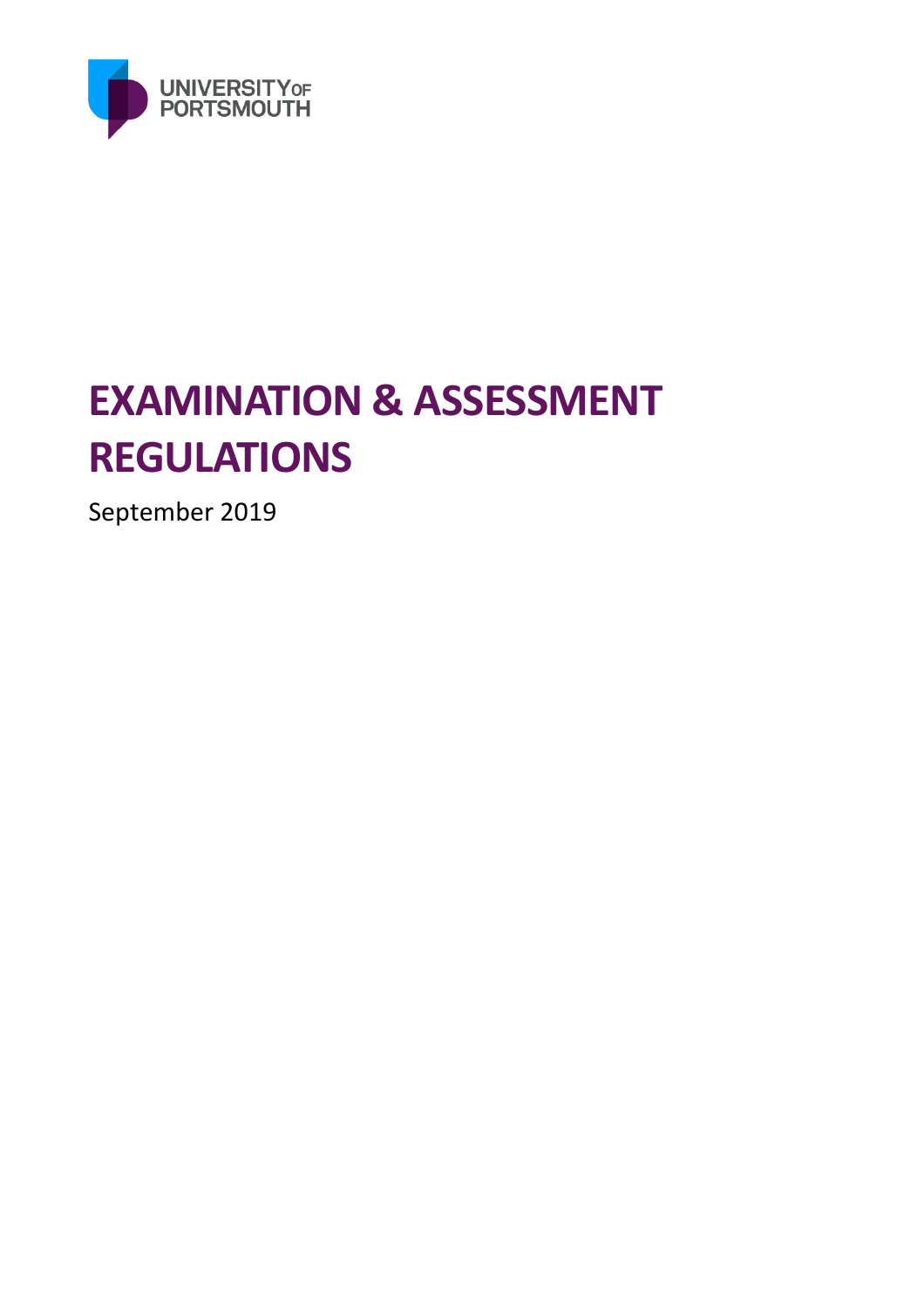UNIVERSITY OF PORTSMOUTH

# EXAMINATION & ASSESSMENT REGULATIONS

September 2019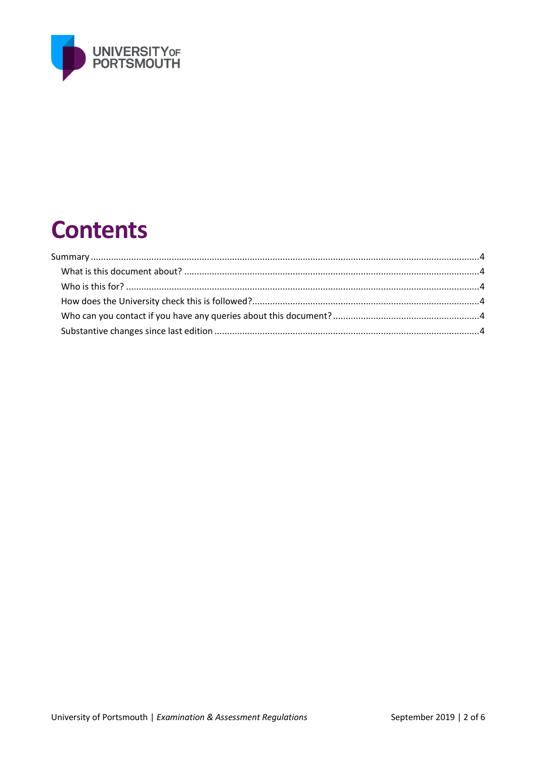# Contents

Summary ....................................................................................................................................................4

- What is this document about? ...................................................................................................4
- Who is this for? .........................................................................................................................4
- How does the University check this is followed?.......................................................................4
- Who can you contact if you have any queries about this document? .......................................4
- Substantive changes since last edition .......................................................................................4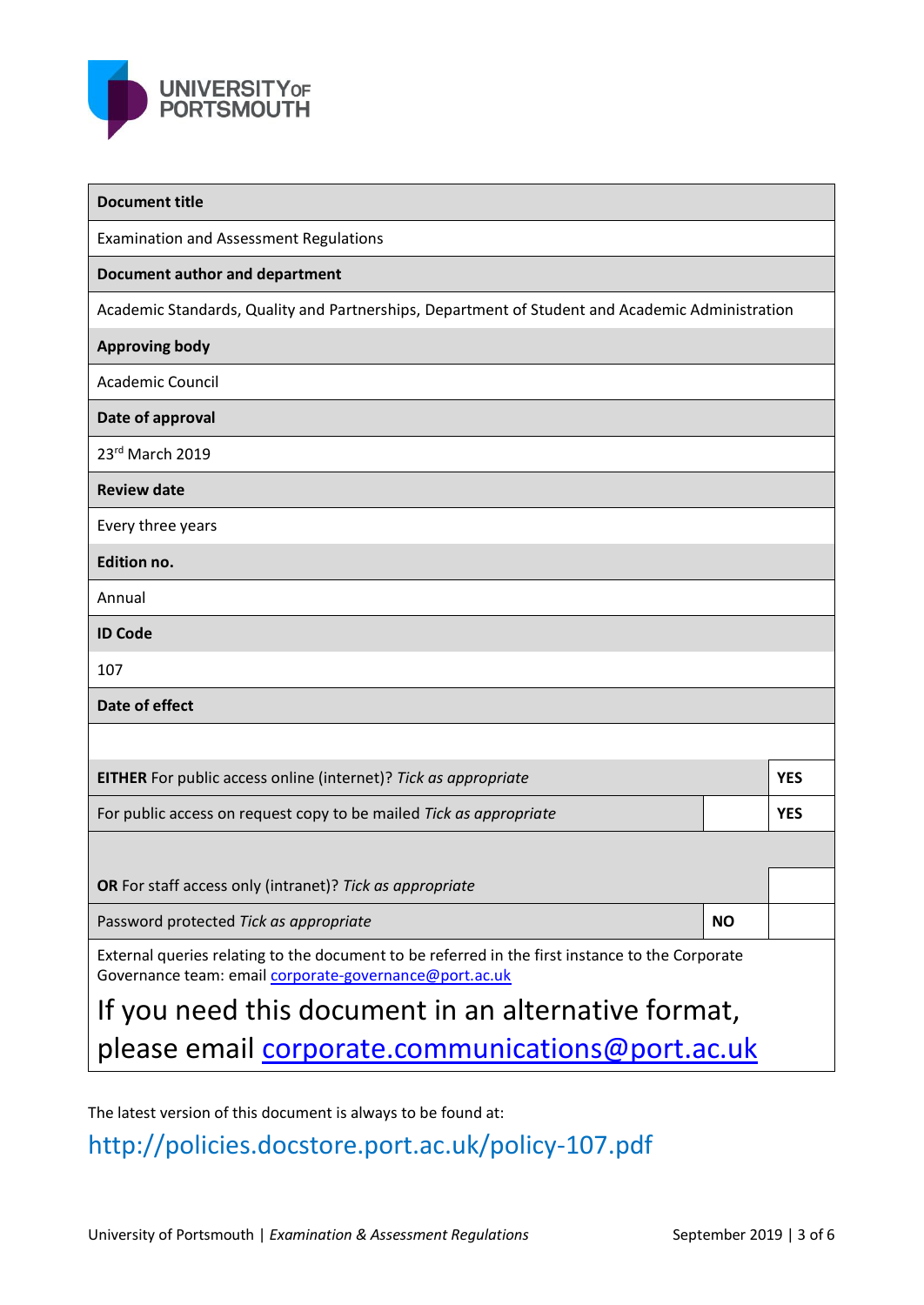UNIVERSITY OF PORTSMOUTH

| Document title | | |
|---|---|---|
| Examination and Assessment Regulations | | |
| **Document author and department** | | |
| Academic Standards, Quality and Partnerships, Department of Student and Academic Administration | | |
| **Approving body** | | |
| Academic Council | | |
| **Date of approval** | | |
| 23rd March 2019 | | |
| **Review date** | | |
| Every three years | | |
| **Edition no.** | | |
| Annual | | |
| **ID Code** | | |
| 107 | | |
| **Date of effect** | | |
| | | |
| **EITHER** For public access online (internet)? *Tick as appropriate* | | **YES** |
| For public access on request copy to be mailed *Tick as appropriate* | | **YES** |
| | | |
| **OR** For staff access only (intranet)? *Tick as appropriate* | | |
| Password protected *Tick as appropriate* | **NO** | |
| External queries relating to the document to be referred in the first instance to the Corporate Governance team: email corporate-governance@port.ac.uk | | |

If you need this document in an alternative format, please email corporate.communications@port.ac.uk

The latest version of this document is always to be found at:

http://policies.docstore.port.ac.uk/policy-107.pdf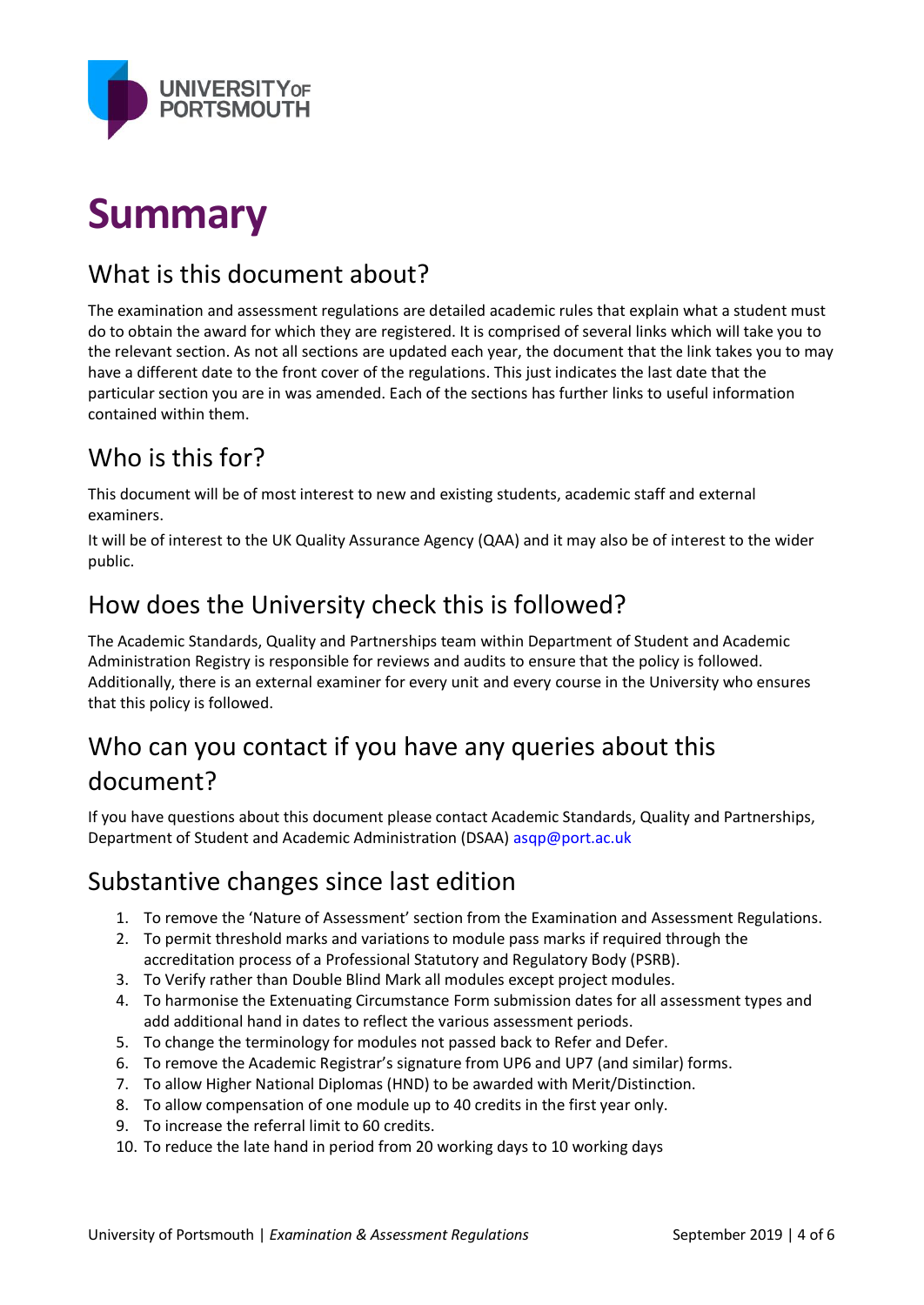# Summary

## What is this document about?

The examination and assessment regulations are detailed academic rules that explain what a student must do to obtain the award for which they are registered. It is comprised of several links which will take you to the relevant section. As not all sections are updated each year, the document that the link takes you to may have a different date to the front cover of the regulations. This just indicates the last date that the particular section you are in was amended. Each of the sections has further links to useful information contained within them.

## Who is this for?

This document will be of most interest to new and existing students, academic staff and external examiners.

It will be of interest to the UK Quality Assurance Agency (QAA) and it may also be of interest to the wider public.

## How does the University check this is followed?

The Academic Standards, Quality and Partnerships team within Department of Student and Academic Administration Registry is responsible for reviews and audits to ensure that the policy is followed. Additionally, there is an external examiner for every unit and every course in the University who ensures that this policy is followed.

## Who can you contact if you have any queries about this document?

If you have questions about this document please contact Academic Standards, Quality and Partnerships, Department of Student and Academic Administration (DSAA) asqp@port.ac.uk

## Substantive changes since last edition

1. To remove the 'Nature of Assessment' section from the Examination and Assessment Regulations.
2. To permit threshold marks and variations to module pass marks if required through the accreditation process of a Professional Statutory and Regulatory Body (PSRB).
3. To Verify rather than Double Blind Mark all modules except project modules.
4. To harmonise the Extenuating Circumstance Form submission dates for all assessment types and add additional hand in dates to reflect the various assessment periods.
5. To change the terminology for modules not passed back to Refer and Defer.
6. To remove the Academic Registrar's signature from UP6 and UP7 (and similar) forms.
7. To allow Higher National Diplomas (HND) to be awarded with Merit/Distinction.
8. To allow compensation of one module up to 40 credits in the first year only.
9. To increase the referral limit to 60 credits.
10. To reduce the late hand in period from 20 working days to 10 working days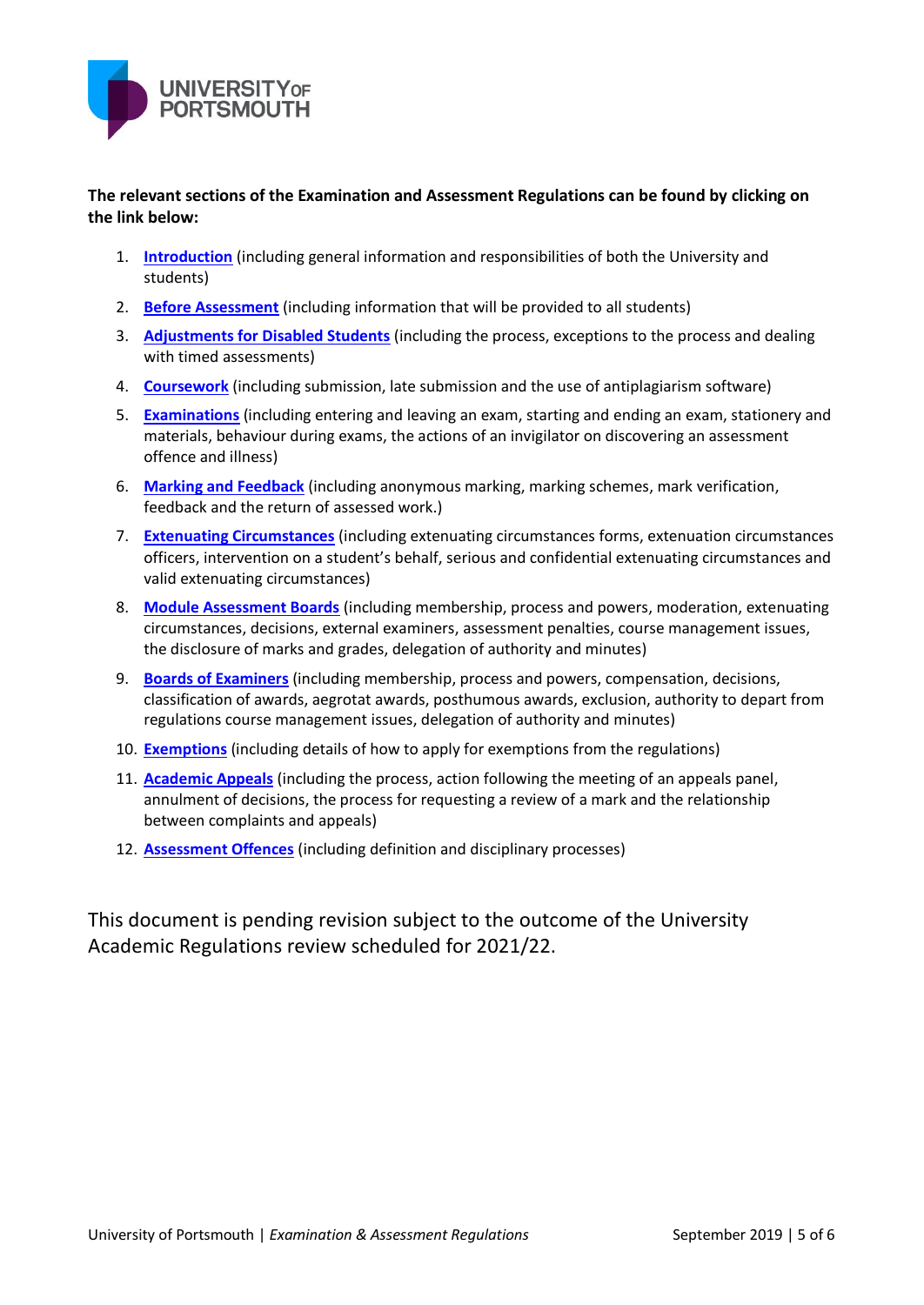**The relevant sections of the Examination and Assessment Regulations can be found by clicking on the link below:**

1. **Introduction** (including general information and responsibilities of both the University and students)
2. **Before Assessment** (including information that will be provided to all students)
3. **Adjustments for Disabled Students** (including the process, exceptions to the process and dealing with timed assessments)
4. **Coursework** (including submission, late submission and the use of antiplagiarism software)
5. **Examinations** (including entering and leaving an exam, starting and ending an exam, stationery and materials, behaviour during exams, the actions of an invigilator on discovering an assessment offence and illness)
6. **Marking and Feedback** (including anonymous marking, marking schemes, mark verification, feedback and the return of assessed work.)
7. **Extenuating Circumstances** (including extenuating circumstances forms, extenuation circumstances officers, intervention on a student's behalf, serious and confidential extenuating circumstances and valid extenuating circumstances)
8. **Module Assessment Boards** (including membership, process and powers, moderation, extenuating circumstances, decisions, external examiners, assessment penalties, course management issues, the disclosure of marks and grades, delegation of authority and minutes)
9. **Boards of Examiners** (including membership, process and powers, compensation, decisions, classification of awards, aegrotat awards, posthumous awards, exclusion, authority to depart from regulations course management issues, delegation of authority and minutes)
10. **Exemptions** (including details of how to apply for exemptions from the regulations)
11. **Academic Appeals** (including the process, action following the meeting of an appeals panel, annulment of decisions, the process for requesting a review of a mark and the relationship between complaints and appeals)
12. **Assessment Offences** (including definition and disciplinary processes)

This document is pending revision subject to the outcome of the University Academic Regulations review scheduled for 2021/22.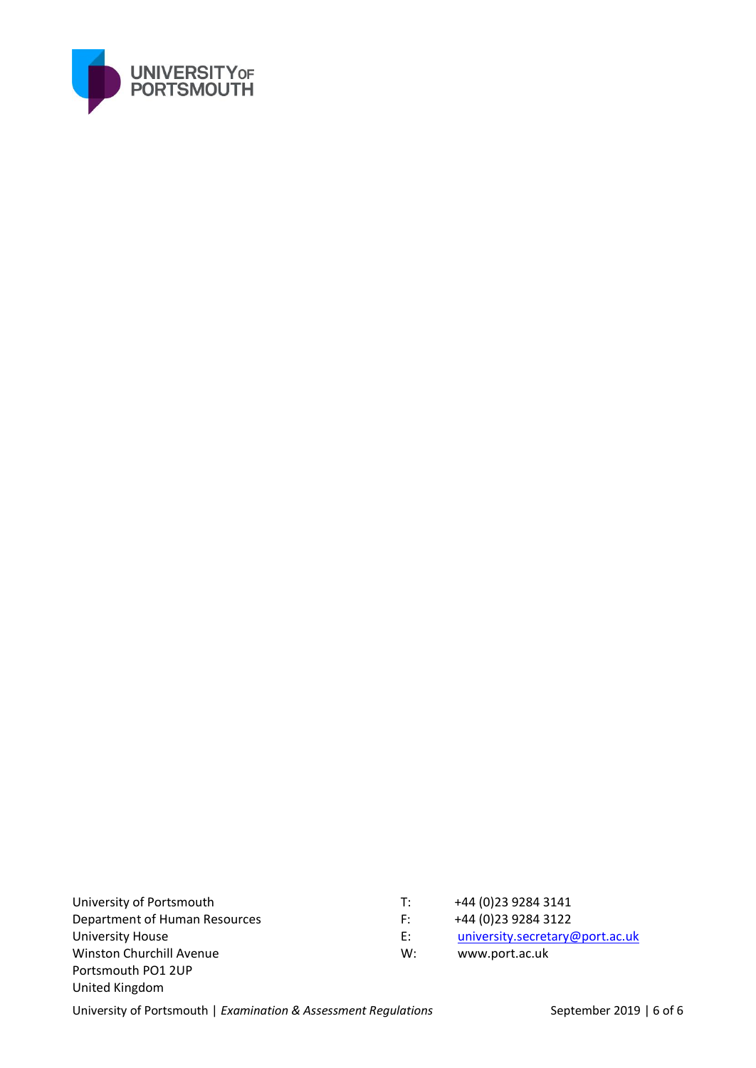UNIVERSITY OF PORTSMOUTH

University of Portsmouth
Department of Human Resources
University House
Winston Churchill Avenue
Portsmouth PO1 2UP
United Kingdom

T: +44 (0)23 9284 3141
F: +44 (0)23 9284 3122
E: university.secretary@port.ac.uk
W: www.port.ac.uk